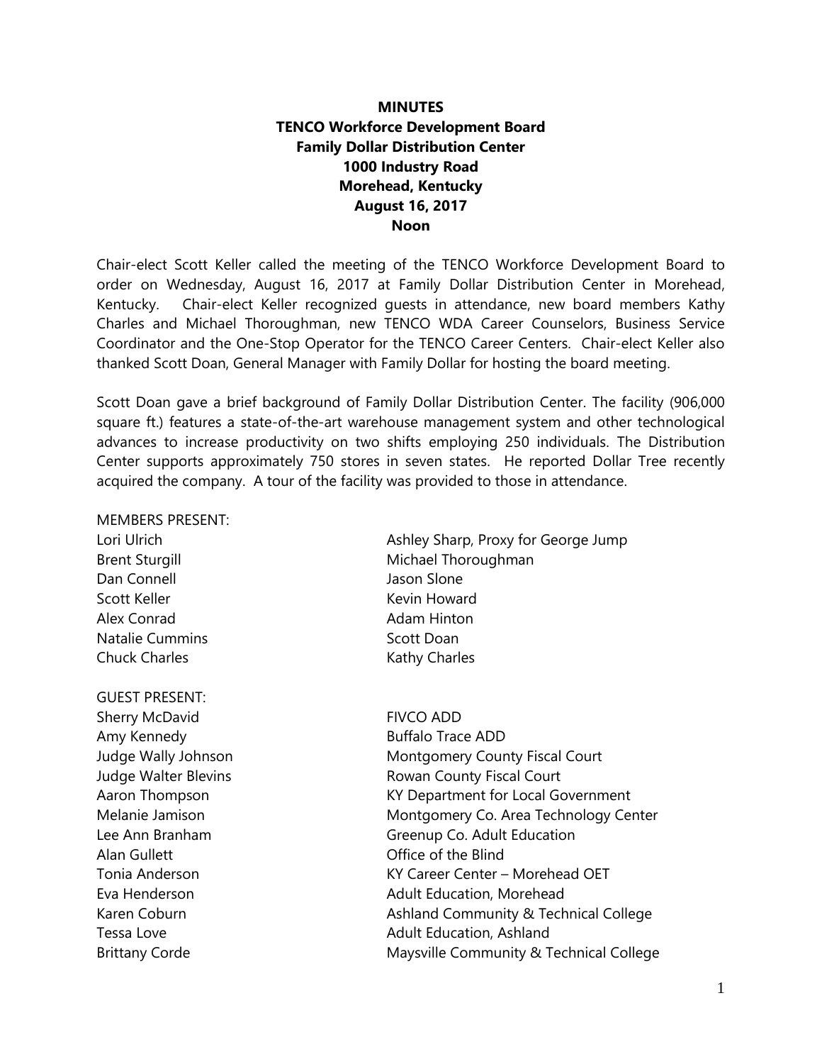**MINUTES**
**TENCO Workforce Development Board**
**Family Dollar Distribution Center**
**1000 Industry Road**
**Morehead, Kentucky**
**August 16, 2017**
**Noon**

Chair-elect Scott Keller called the meeting of the TENCO Workforce Development Board to order on Wednesday, August 16, 2017 at Family Dollar Distribution Center in Morehead, Kentucky. Chair-elect Keller recognized guests in attendance, new board members Kathy Charles and Michael Thoroughman, new TENCO WDA Career Counselors, Business Service Coordinator and the One-Stop Operator for the TENCO Career Centers. Chair-elect Keller also thanked Scott Doan, General Manager with Family Dollar for hosting the board meeting.

Scott Doan gave a brief background of Family Dollar Distribution Center. The facility (906,000 square ft.) features a state-of-the-art warehouse management system and other technological advances to increase productivity on two shifts employing 250 individuals. The Distribution Center supports approximately 750 stores in seven states. He reported Dollar Tree recently acquired the company. A tour of the facility was provided to those in attendance.

MEMBERS PRESENT:

| | |
|---|---|
| Lori Ulrich | Ashley Sharp, Proxy for George Jump |
| Brent Sturgill | Michael Thoroughman |
| Dan Connell | Jason Slone |
| Scott Keller | Kevin Howard |
| Alex Conrad | Adam Hinton |
| Natalie Cummins | Scott Doan |
| Chuck Charles | Kathy Charles |

GUEST PRESENT:

| | |
|---|---|
| Sherry McDavid | FIVCO ADD |
| Amy Kennedy | Buffalo Trace ADD |
| Judge Wally Johnson | Montgomery County Fiscal Court |
| Judge Walter Blevins | Rowan County Fiscal Court |
| Aaron Thompson | KY Department for Local Government |
| Melanie Jamison | Montgomery Co. Area Technology Center |
| Lee Ann Branham | Greenup Co. Adult Education |
| Alan Gullett | Office of the Blind |
| Tonia Anderson | KY Career Center – Morehead OET |
| Eva Henderson | Adult Education, Morehead |
| Karen Coburn | Ashland Community & Technical College |
| Tessa Love | Adult Education, Ashland |
| Brittany Corde | Maysville Community & Technical College |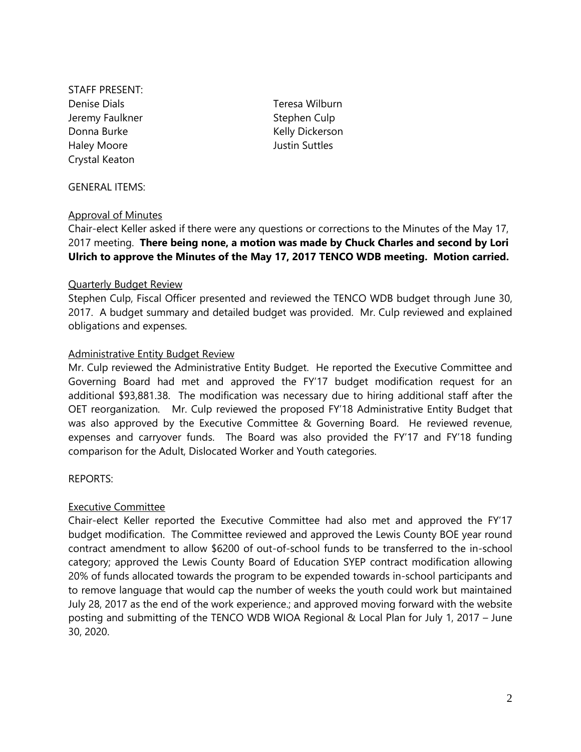STAFF PRESENT:

Denise Dials
Jeremy Faulkner
Donna Burke
Haley Moore
Crystal Keaton
Teresa Wilburn
Stephen Culp
Kelly Dickerson
Justin Suttles

GENERAL ITEMS:

<u>Approval of Minutes</u>

Chair-elect Keller asked if there were any questions or corrections to the Minutes of the May 17, 2017 meeting. **There being none, a motion was made by Chuck Charles and second by Lori Ulrich to approve the Minutes of the May 17, 2017 TENCO WDB meeting. Motion carried.**

<u>Quarterly Budget Review</u>

Stephen Culp, Fiscal Officer presented and reviewed the TENCO WDB budget through June 30, 2017. A budget summary and detailed budget was provided. Mr. Culp reviewed and explained obligations and expenses.

<u>Administrative Entity Budget Review</u>

Mr. Culp reviewed the Administrative Entity Budget. He reported the Executive Committee and Governing Board had met and approved the FY'17 budget modification request for an additional $93,881.38. The modification was necessary due to hiring additional staff after the OET reorganization. Mr. Culp reviewed the proposed FY'18 Administrative Entity Budget that was also approved by the Executive Committee & Governing Board. He reviewed revenue, expenses and carryover funds. The Board was also provided the FY'17 and FY'18 funding comparison for the Adult, Dislocated Worker and Youth categories.

REPORTS:

<u>Executive Committee</u>

Chair-elect Keller reported the Executive Committee had also met and approved the FY'17 budget modification. The Committee reviewed and approved the Lewis County BOE year round contract amendment to allow $6200 of out-of-school funds to be transferred to the in-school category; approved the Lewis County Board of Education SYEP contract modification allowing 20% of funds allocated towards the program to be expended towards in-school participants and to remove language that would cap the number of weeks the youth could work but maintained July 28, 2017 as the end of the work experience.; and approved moving forward with the website posting and submitting of the TENCO WDB WIOA Regional & Local Plan for July 1, 2017 – June 30, 2020.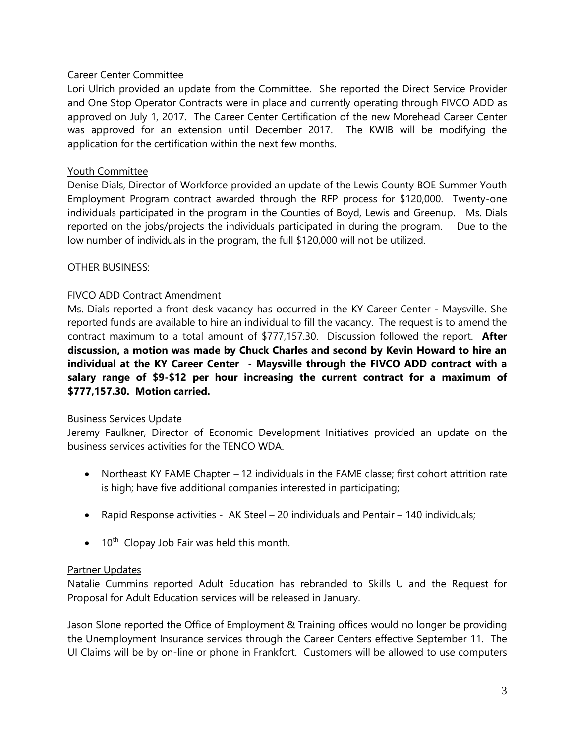Career Center Committee

Lori Ulrich provided an update from the Committee. She reported the Direct Service Provider and One Stop Operator Contracts were in place and currently operating through FIVCO ADD as approved on July 1, 2017. The Career Center Certification of the new Morehead Career Center was approved for an extension until December 2017. The KWIB will be modifying the application for the certification within the next few months.

Youth Committee

Denise Dials, Director of Workforce provided an update of the Lewis County BOE Summer Youth Employment Program contract awarded through the RFP process for $120,000. Twenty-one individuals participated in the program in the Counties of Boyd, Lewis and Greenup. Ms. Dials reported on the jobs/projects the individuals participated in during the program. Due to the low number of individuals in the program, the full $120,000 will not be utilized.

OTHER BUSINESS:

FIVCO ADD Contract Amendment

Ms. Dials reported a front desk vacancy has occurred in the KY Career Center - Maysville. She reported funds are available to hire an individual to fill the vacancy. The request is to amend the contract maximum to a total amount of $777,157.30. Discussion followed the report. **After discussion, a motion was made by Chuck Charles and second by Kevin Howard to hire an individual at the KY Career Center - Maysville through the FIVCO ADD contract with a salary range of $9-$12 per hour increasing the current contract for a maximum of $777,157.30. Motion carried.**

Business Services Update

Jeremy Faulkner, Director of Economic Development Initiatives provided an update on the business services activities for the TENCO WDA.

- Northeast KY FAME Chapter – 12 individuals in the FAME classe; first cohort attrition rate is high; have five additional companies interested in participating;
- Rapid Response activities - AK Steel – 20 individuals and Pentair – 140 individuals;
- 10th Clopay Job Fair was held this month.

Partner Updates

Natalie Cummins reported Adult Education has rebranded to Skills U and the Request for Proposal for Adult Education services will be released in January.

Jason Slone reported the Office of Employment & Training offices would no longer be providing the Unemployment Insurance services through the Career Centers effective September 11. The UI Claims will be by on-line or phone in Frankfort. Customers will be allowed to use computers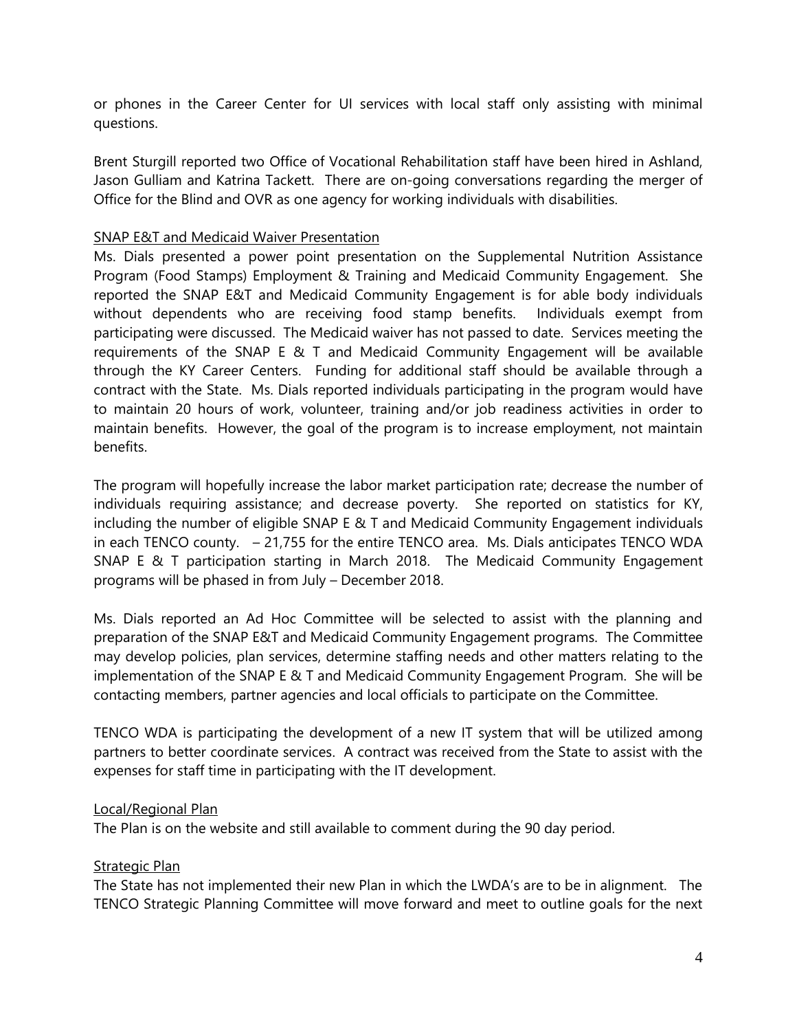or phones in the Career Center for UI services with local staff only assisting with minimal questions.

Brent Sturgill reported two Office of Vocational Rehabilitation staff have been hired in Ashland, Jason Gulliam and Katrina Tackett. There are on-going conversations regarding the merger of Office for the Blind and OVR as one agency for working individuals with disabilities.

<u>SNAP E&T and Medicaid Waiver Presentation</u>

Ms. Dials presented a power point presentation on the Supplemental Nutrition Assistance Program (Food Stamps) Employment & Training and Medicaid Community Engagement. She reported the SNAP E&T and Medicaid Community Engagement is for able body individuals without dependents who are receiving food stamp benefits. Individuals exempt from participating were discussed. The Medicaid waiver has not passed to date. Services meeting the requirements of the SNAP E & T and Medicaid Community Engagement will be available through the KY Career Centers. Funding for additional staff should be available through a contract with the State. Ms. Dials reported individuals participating in the program would have to maintain 20 hours of work, volunteer, training and/or job readiness activities in order to maintain benefits. However, the goal of the program is to increase employment, not maintain benefits.

The program will hopefully increase the labor market participation rate; decrease the number of individuals requiring assistance; and decrease poverty. She reported on statistics for KY, including the number of eligible SNAP E & T and Medicaid Community Engagement individuals in each TENCO county. – 21,755 for the entire TENCO area. Ms. Dials anticipates TENCO WDA SNAP E & T participation starting in March 2018. The Medicaid Community Engagement programs will be phased in from July – December 2018.

Ms. Dials reported an Ad Hoc Committee will be selected to assist with the planning and preparation of the SNAP E&T and Medicaid Community Engagement programs. The Committee may develop policies, plan services, determine staffing needs and other matters relating to the implementation of the SNAP E & T and Medicaid Community Engagement Program. She will be contacting members, partner agencies and local officials to participate on the Committee.

TENCO WDA is participating the development of a new IT system that will be utilized among partners to better coordinate services. A contract was received from the State to assist with the expenses for staff time in participating with the IT development.

<u>Local/Regional Plan</u>

The Plan is on the website and still available to comment during the 90 day period.

<u>Strategic Plan</u>

The State has not implemented their new Plan in which the LWDA's are to be in alignment. The TENCO Strategic Planning Committee will move forward and meet to outline goals for the next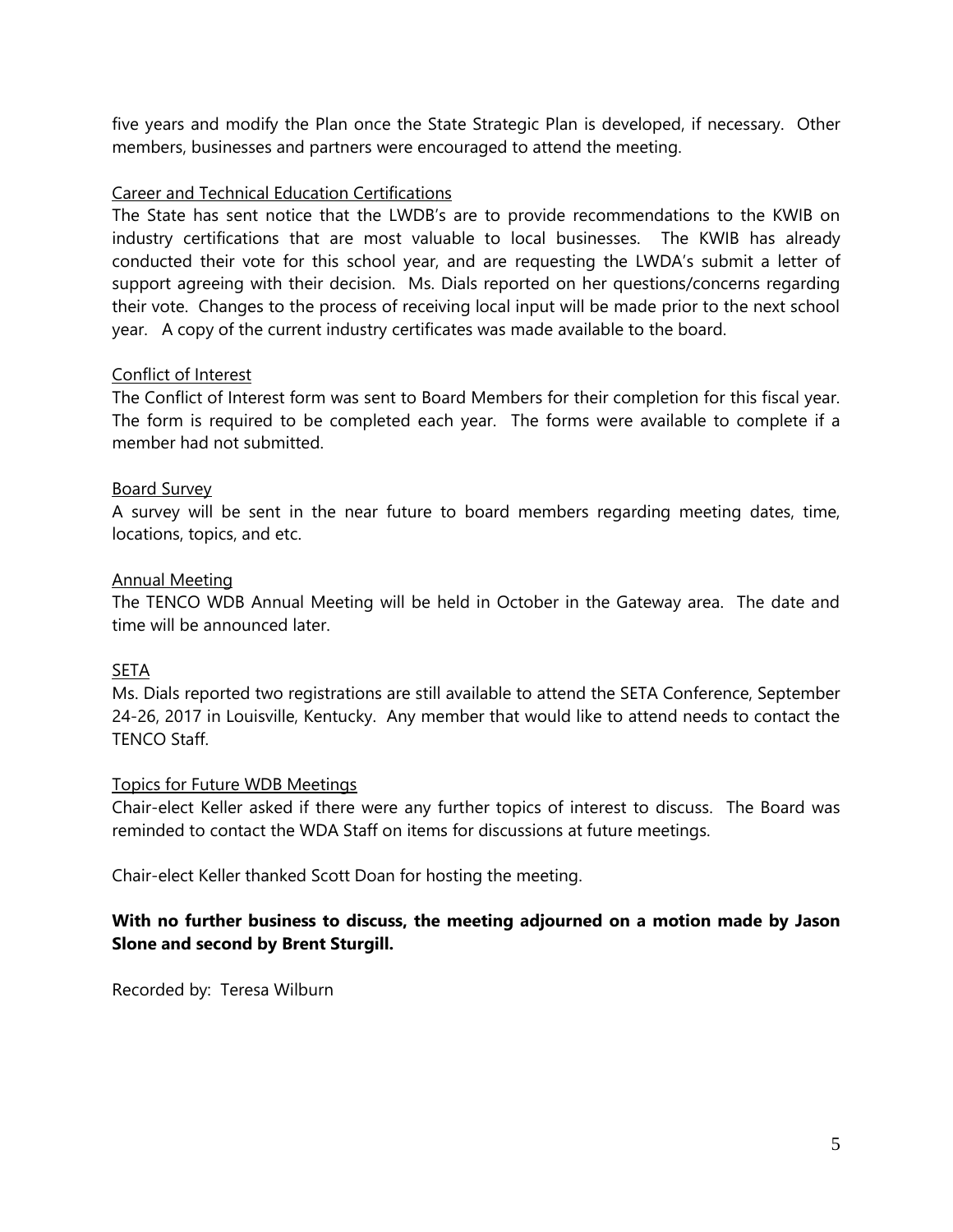five years and modify the Plan once the State Strategic Plan is developed, if necessary. Other members, businesses and partners were encouraged to attend the meeting.

Career and Technical Education Certifications

The State has sent notice that the LWDB's are to provide recommendations to the KWIB on industry certifications that are most valuable to local businesses. The KWIB has already conducted their vote for this school year, and are requesting the LWDA's submit a letter of support agreeing with their decision. Ms. Dials reported on her questions/concerns regarding their vote. Changes to the process of receiving local input will be made prior to the next school year. A copy of the current industry certificates was made available to the board.

Conflict of Interest

The Conflict of Interest form was sent to Board Members for their completion for this fiscal year. The form is required to be completed each year. The forms were available to complete if a member had not submitted.

Board Survey

A survey will be sent in the near future to board members regarding meeting dates, time, locations, topics, and etc.

Annual Meeting

The TENCO WDB Annual Meeting will be held in October in the Gateway area. The date and time will be announced later.

SETA

Ms. Dials reported two registrations are still available to attend the SETA Conference, September 24-26, 2017 in Louisville, Kentucky. Any member that would like to attend needs to contact the TENCO Staff.

Topics for Future WDB Meetings

Chair-elect Keller asked if there were any further topics of interest to discuss. The Board was reminded to contact the WDA Staff on items for discussions at future meetings.

Chair-elect Keller thanked Scott Doan for hosting the meeting.

**With no further business to discuss, the meeting adjourned on a motion made by Jason Slone and second by Brent Sturgill.**

Recorded by: Teresa Wilburn